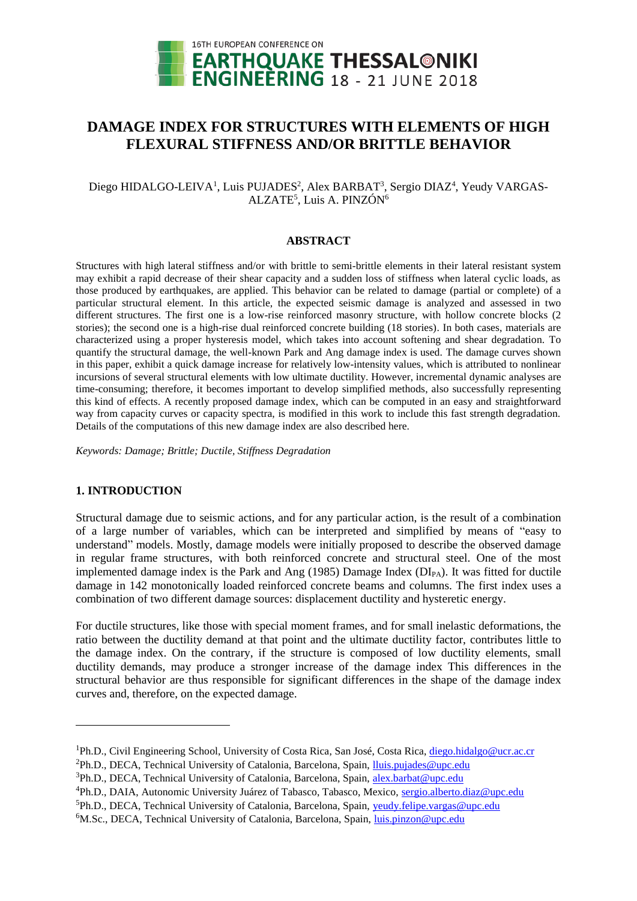# DAMAGE INDEX FOR STRUCTURES WITH ELEMENTS OF HIGH FLEXURAL STIFFNESS AND/OR BRITTLE BEHAVIOR

Diego HIDALGO-LEIVA[1], Luis PUJADES[2], Alex BARBAT[3], Sergio DIAZ[4], Yeudy VARGAS-ALZATE[5], Luis A. PINZÓN[6]

## ABSTRACT

Structures with high lateral stiffness and/or with brittle to semi-brittle elements in their lateral resistant system may exhibit a rapid decrease of their shear capacity and a sudden loss of stiffness when lateral cyclic loads, as those produced by earthquakes, are applied. This behavior can be related to damage (partial or complete) of a particular structural element. In this article, the expected seismic damage is analyzed and assessed in two different structures. The first one is a low-rise reinforced masonry structure, with hollow concrete blocks (2 stories); the second one is a high-rise dual reinforced concrete building (18 stories). In both cases, materials are characterized using a proper hysteresis model, which takes into account softening and shear degradation. To quantify the structural damage, the well-known Park and Ang damage index is used. The damage curves shown in this paper, exhibit a quick damage increase for relatively low-intensity values, which is attributed to nonlinear incursions of several structural elements with low ultimate ductility. However, incremental dynamic analyses are time-consuming; therefore, it becomes important to develop simplified methods, also successfully representing this kind of effects. A recently proposed damage index, which can be computed in an easy and straightforward way from capacity curves or capacity spectra, is modified in this work to include this fast strength degradation. Details of the computations of this new damage index are also described here.

*Keywords: Damage; Brittle; Ductile, Stiffness Degradation*

## 1. INTRODUCTION

Structural damage due to seismic actions, and for any particular action, is the result of a combination of a large number of variables, which can be interpreted and simplified by means of "easy to understand" models. Mostly, damage models were initially proposed to describe the observed damage in regular frame structures, with both reinforced concrete and structural steel. One of the most implemented damage index is the Park and Ang (1985) Damage Index ($DI_{PA}$). It was fitted for ductile damage in 142 monotonically loaded reinforced concrete beams and columns. The first index uses a combination of two different damage sources: displacement ductility and hysteretic energy.

For ductile structures, like those with special moment frames, and for small inelastic deformations, the ratio between the ductility demand at that point and the ultimate ductility factor, contributes little to the damage index. On the contrary, if the structure is composed of low ductility elements, small ductility demands, may produce a stronger increase of the damage index This differences in the structural behavior are thus responsible for significant differences in the shape of the damage index curves and, therefore, on the expected damage.

---

[1]Ph.D., Civil Engineering School, University of Costa Rica, San José, Costa Rica, diego.hidalgo@ucr.ac.cr

[2]Ph.D., DECA, Technical University of Catalonia, Barcelona, Spain, lluis.pujades@upc.edu

[3]Ph.D., DECA, Technical University of Catalonia, Barcelona, Spain, alex.barbat@upc.edu

[4]Ph.D., DAIA, Autonomic University Juárez of Tabasco, Tabasco, Mexico, sergio.alberto.diaz@upc.edu

[5]Ph.D., DECA, Technical University of Catalonia, Barcelona, Spain, yeudy.felipe.vargas@upc.edu

[6]M.Sc., DECA, Technical University of Catalonia, Barcelona, Spain, luis.pinzon@upc.edu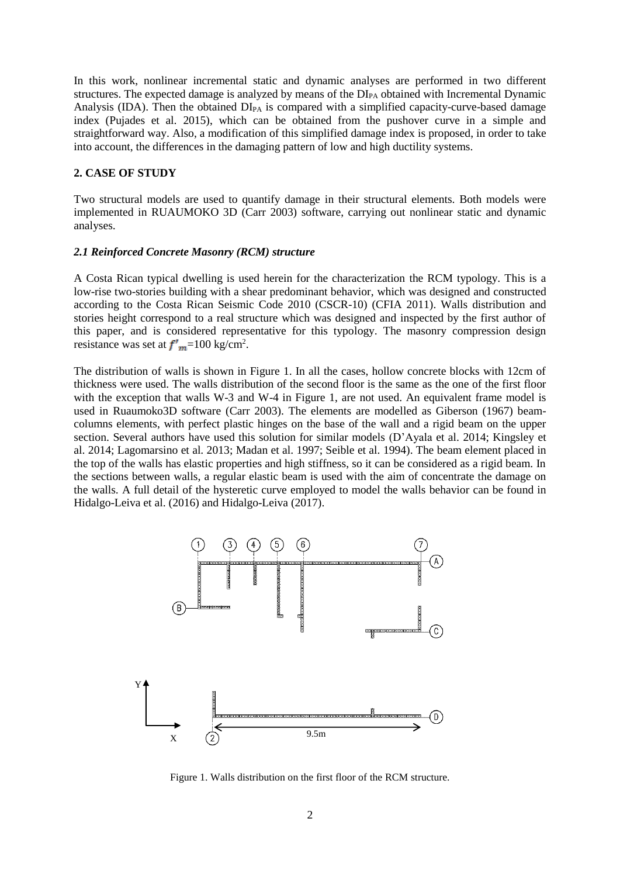In this work, nonlinear incremental static and dynamic analyses are performed in two different structures. The expected damage is analyzed by means of the $DI_{PA}$ obtained with Incremental Dynamic Analysis (IDA). Then the obtained $DI_{PA}$ is compared with a simplified capacity-curve-based damage index (Pujades et al. 2015), which can be obtained from the pushover curve in a simple and straightforward way. Also, a modification of this simplified damage index is proposed, in order to take into account, the differences in the damaging pattern of low and high ductility systems.

## 2. CASE OF STUDY

Two structural models are used to quantify damage in their structural elements. Both models were implemented in RUAUMOKO 3D (Carr 2003) software, carrying out nonlinear static and dynamic analyses.

### *2.1 Reinforced Concrete Masonry (RCM) structure*

A Costa Rican typical dwelling is used herein for the characterization the RCM typology. This is a low-rise two-stories building with a shear predominant behavior, which was designed and constructed according to the Costa Rican Seismic Code 2010 (CSCR-10) (CFIA 2011). Walls distribution and stories height correspond to a real structure which was designed and inspected by the first author of this paper, and is considered representative for this typology. The masonry compression design resistance was set at $f'_m$=100 kg/cm$^2$.

The distribution of walls is shown in Figure 1. In all the cases, hollow concrete blocks with 12cm of thickness were used. The walls distribution of the second floor is the same as the one of the first floor with the exception that walls W-3 and W-4 in Figure 1, are not used. An equivalent frame model is used in Ruaumoko3D software (Carr 2003). The elements are modelled as Giberson (1967) beam-columns elements, with perfect plastic hinges on the base of the wall and a rigid beam on the upper section. Several authors have used this solution for similar models (D'Ayala et al. 2014; Kingsley et al. 2014; Lagomarsino et al. 2013; Madan et al. 1997; Seible et al. 1994). The beam element placed in the top of the walls has elastic properties and high stiffness, so it can be considered as a rigid beam. In the sections between walls, a regular elastic beam is used with the aim of concentrate the damage on the walls. A full detail of the hysteretic curve employed to model the walls behavior can be found in Hidalgo-Leiva et al. (2016) and Hidalgo-Leiva (2017).

Figure 1. Walls distribution on the first floor of the RCM structure.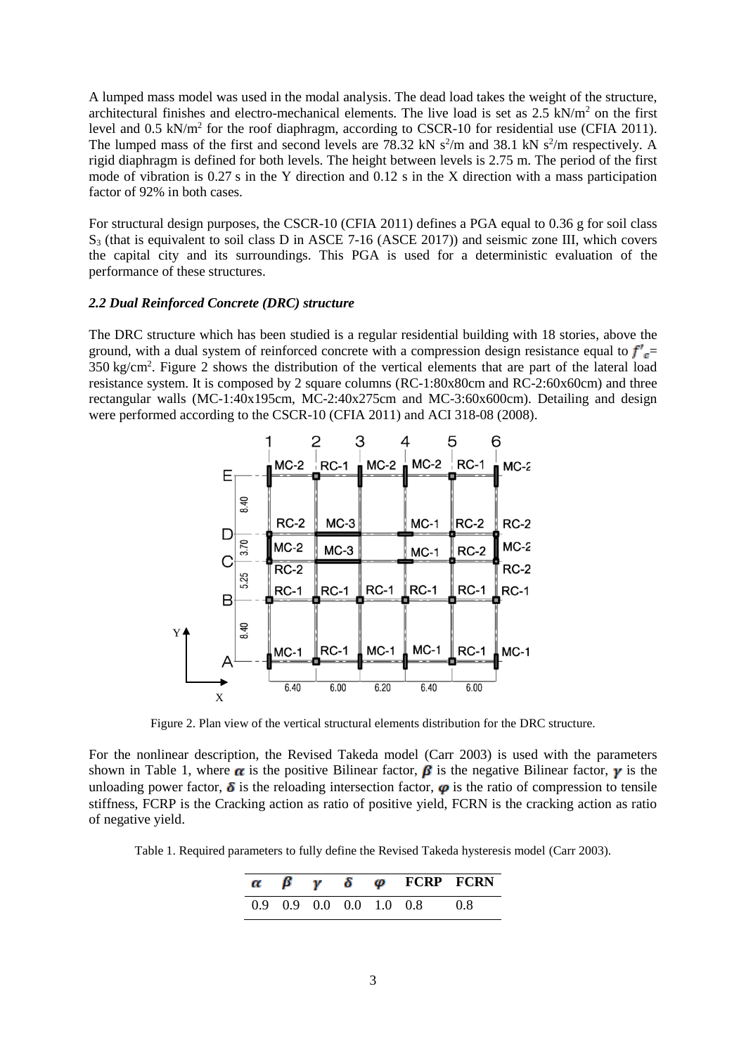A lumped mass model was used in the modal analysis. The dead load takes the weight of the structure, architectural finishes and electro-mechanical elements. The live load is set as 2.5 kN/m$^2$ on the first level and 0.5 kN/m$^2$ for the roof diaphragm, according to CSCR-10 for residential use (CFIA 2011). The lumped mass of the first and second levels are 78.32 kN s$^2$/m and 38.1 kN s$^2$/m respectively. A rigid diaphragm is defined for both levels. The height between levels is 2.75 m. The period of the first mode of vibration is 0.27 s in the Y direction and 0.12 s in the X direction with a mass participation factor of 92% in both cases.

For structural design purposes, the CSCR-10 (CFIA 2011) defines a PGA equal to 0.36 g for soil class $S_3$ (that is equivalent to soil class D in ASCE 7-16 (ASCE 2017)) and seismic zone III, which covers the capital city and its surroundings. This PGA is used for a deterministic evaluation of the performance of these structures.

### *2.2 Dual Reinforced Concrete (DRC) structure*

The DRC structure which has been studied is a regular residential building with 18 stories, above the ground, with a dual system of reinforced concrete with a compression design resistance equal to $f'_c$= 350 kg/cm$^2$. Figure 2 shows the distribution of the vertical elements that are part of the lateral load resistance system. It is composed by 2 square columns (RC-1:80x80cm and RC-2:60x60cm) and three rectangular walls (MC-1:40x195cm, MC-2:40x275cm and MC-3:60x600cm). Detailing and design were performed according to the CSCR-10 (CFIA 2011) and ACI 318-08 (2008).

Figure 2. Plan view of the vertical structural elements distribution for the DRC structure.

For the nonlinear description, the Revised Takeda model (Carr 2003) is used with the parameters shown in Table 1, where $\alpha$ is the positive Bilinear factor, $\beta$ is the negative Bilinear factor, $\gamma$ is the unloading power factor, $\delta$ is the reloading intersection factor, $\varphi$ is the ratio of compression to tensile stiffness, FCRP is the Cracking action as ratio of positive yield, FCRN is the cracking action as ratio of negative yield.

Table 1. Required parameters to fully define the Revised Takeda hysteresis model (Carr 2003).

| $\alpha$ | $\beta$ | $\gamma$ | $\delta$ | $\varphi$ | FCRP | FCRN |
|---|---|---|---|---|---|---|
| 0.9 | 0.9 | 0.0 | 0.0 | 1.0 | 0.8 | 0.8 |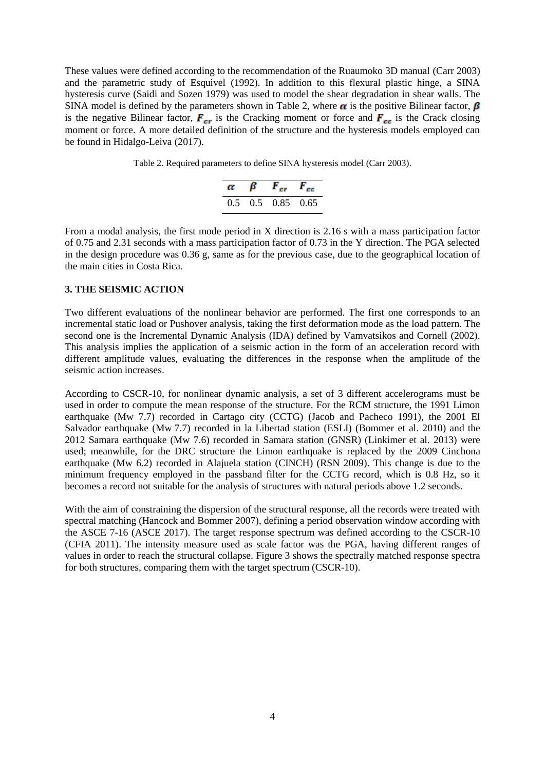These values were defined according to the recommendation of the Ruaumoko 3D manual (Carr 2003) and the parametric study of Esquivel (1992). In addition to this flexural plastic hinge, a SINA hysteresis curve (Saidi and Sozen 1979) was used to model the shear degradation in shear walls. The SINA model is defined by the parameters shown in Table 2, where $\boldsymbol{\alpha}$ is the positive Bilinear factor, $\boldsymbol{\beta}$ is the negative Bilinear factor, $\boldsymbol{F_{cr}}$ is the Cracking moment or force and $\boldsymbol{F_{cc}}$ is the Crack closing moment or force. A more detailed definition of the structure and the hysteresis models employed can be found in Hidalgo-Leiva (2017).

Table 2. Required parameters to define SINA hysteresis model (Carr 2003).

| $\boldsymbol{\alpha}$ | $\boldsymbol{\beta}$ | $\boldsymbol{F_{cr}}$ | $\boldsymbol{F_{cc}}$ |
|---|---|---|---|
| 0.5 | 0.5 | 0.85 | 0.65 |

From a modal analysis, the first mode period in X direction is 2.16 s with a mass participation factor of 0.75 and 2.31 seconds with a mass participation factor of 0.73 in the Y direction. The PGA selected in the design procedure was 0.36 g, same as for the previous case, due to the geographical location of the main cities in Costa Rica.

## 3. THE SEISMIC ACTION

Two different evaluations of the nonlinear behavior are performed. The first one corresponds to an incremental static load or Pushover analysis, taking the first deformation mode as the load pattern. The second one is the Incremental Dynamic Analysis (IDA) defined by Vamvatsikos and Cornell (2002). This analysis implies the application of a seismic action in the form of an acceleration record with different amplitude values, evaluating the differences in the response when the amplitude of the seismic action increases.

According to CSCR-10, for nonlinear dynamic analysis, a set of 3 different accelerograms must be used in order to compute the mean response of the structure. For the RCM structure, the 1991 Limon earthquake (Mw 7.7) recorded in Cartago city (CCTG) (Jacob and Pacheco 1991), the 2001 El Salvador earthquake (Mw 7.7) recorded in la Libertad station (ESLI) (Bommer et al. 2010) and the 2012 Samara earthquake (Mw 7.6) recorded in Samara station (GNSR) (Linkimer et al. 2013) were used; meanwhile, for the DRC structure the Limon earthquake is replaced by the 2009 Cinchona earthquake (Mw 6.2) recorded in Alajuela station (CINCH) (RSN 2009). This change is due to the minimum frequency employed in the passband filter for the CCTG record, which is 0.8 Hz, so it becomes a record not suitable for the analysis of structures with natural periods above 1.2 seconds.

With the aim of constraining the dispersion of the structural response, all the records were treated with spectral matching (Hancock and Bommer 2007), defining a period observation window according with the ASCE 7-16 (ASCE 2017). The target response spectrum was defined according to the CSCR-10 (CFIA 2011). The intensity measure used as scale factor was the PGA, having different ranges of values in order to reach the structural collapse. Figure 3 shows the spectrally matched response spectra for both structures, comparing them with the target spectrum (CSCR-10).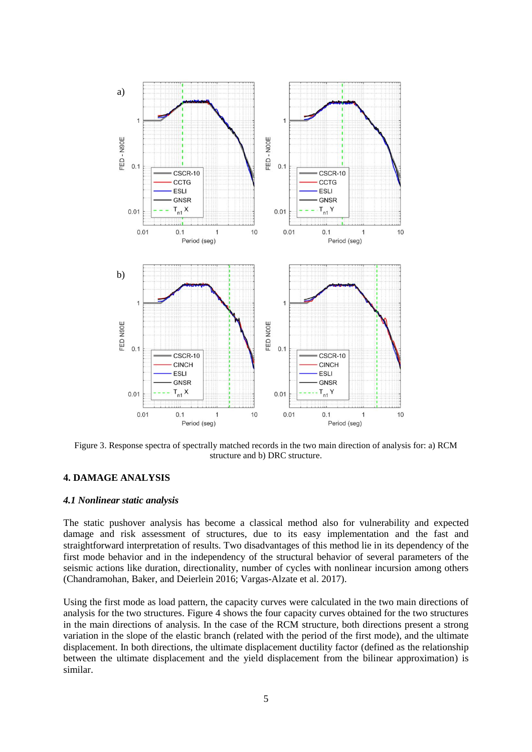Figure 3. Response spectra of spectrally matched records in the two main direction of analysis for: a) RCM structure and b) DRC structure.

## 4. DAMAGE ANALYSIS

### *4.1 Nonlinear static analysis*

The static pushover analysis has become a classical method also for vulnerability and expected damage and risk assessment of structures, due to its easy implementation and the fast and straightforward interpretation of results. Two disadvantages of this method lie in its dependency of the first mode behavior and in the independency of the structural behavior of several parameters of the seismic actions like duration, directionality, number of cycles with nonlinear incursion among others (Chandramohan, Baker, and Deierlein 2016; Vargas-Alzate et al. 2017).

Using the first mode as load pattern, the capacity curves were calculated in the two main directions of analysis for the two structures. Figure 4 shows the four capacity curves obtained for the two structures in the main directions of analysis. In the case of the RCM structure, both directions present a strong variation in the slope of the elastic branch (related with the period of the first mode), and the ultimate displacement. In both directions, the ultimate displacement ductility factor (defined as the relationship between the ultimate displacement and the yield displacement from the bilinear approximation) is similar.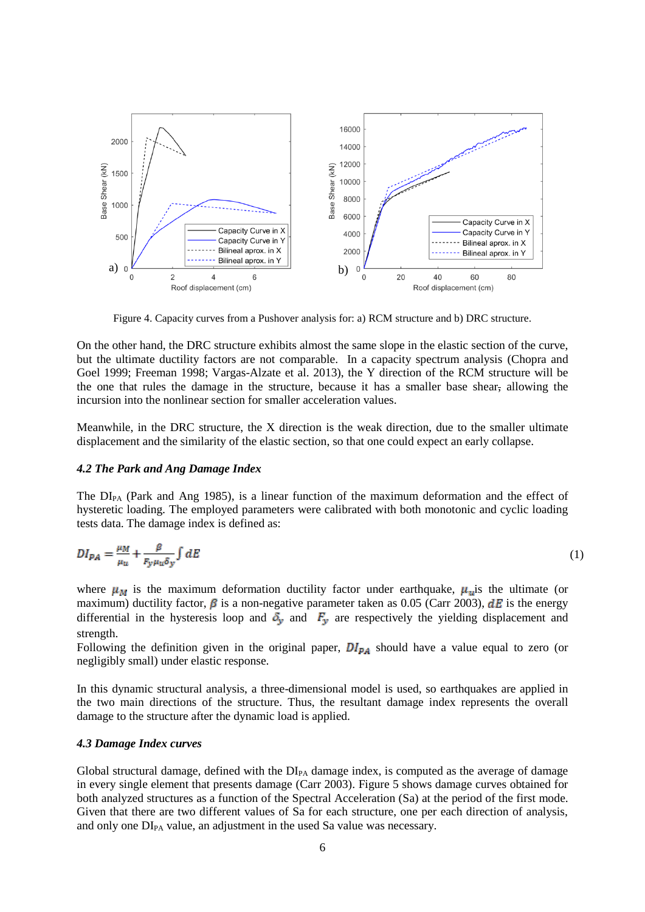Figure 4. Capacity curves from a Pushover analysis for: a) RCM structure and b) DRC structure.

On the other hand, the DRC structure exhibits almost the same slope in the elastic section of the curve, but the ultimate ductility factors are not comparable. In a capacity spectrum analysis (Chopra and Goel 1999; Freeman 1998; Vargas-Alzate et al. 2013), the Y direction of the RCM structure will be the one that rules the damage in the structure, because it has a smaller base shear, allowing the incursion into the nonlinear section for smaller acceleration values.

Meanwhile, in the DRC structure, the X direction is the weak direction, due to the smaller ultimate displacement and the similarity of the elastic section, so that one could expect an early collapse.

### *4.2 The Park and Ang Damage Index*

The $DI_{PA}$ (Park and Ang 1985), is a linear function of the maximum deformation and the effect of hysteretic loading. The employed parameters were calibrated with both monotonic and cyclic loading tests data. The damage index is defined as:

$$DI_{PA} = \frac{\mu_M}{\mu_u} + \frac{\beta}{F_y \mu_u \delta_y} \int dE \tag{1}$$

where $\mu_M$ is the maximum deformation ductility factor under earthquake, $\mu_u$ is the ultimate (or maximum) ductility factor, $\beta$ is a non-negative parameter taken as 0.05 (Carr 2003), $dE$ is the energy differential in the hysteresis loop and $\delta_y$ and $F_y$ are respectively the yielding displacement and strength.

Following the definition given in the original paper, $DI_{PA}$ should have a value equal to zero (or negligibly small) under elastic response.

In this dynamic structural analysis, a three-dimensional model is used, so earthquakes are applied in the two main directions of the structure. Thus, the resultant damage index represents the overall damage to the structure after the dynamic load is applied.

### *4.3 Damage Index curves*

Global structural damage, defined with the $DI_{PA}$ damage index, is computed as the average of damage in every single element that presents damage (Carr 2003). Figure 5 shows damage curves obtained for both analyzed structures as a function of the Spectral Acceleration (Sa) at the period of the first mode. Given that there are two different values of Sa for each structure, one per each direction of analysis, and only one $DI_{PA}$ value, an adjustment in the used Sa value was necessary.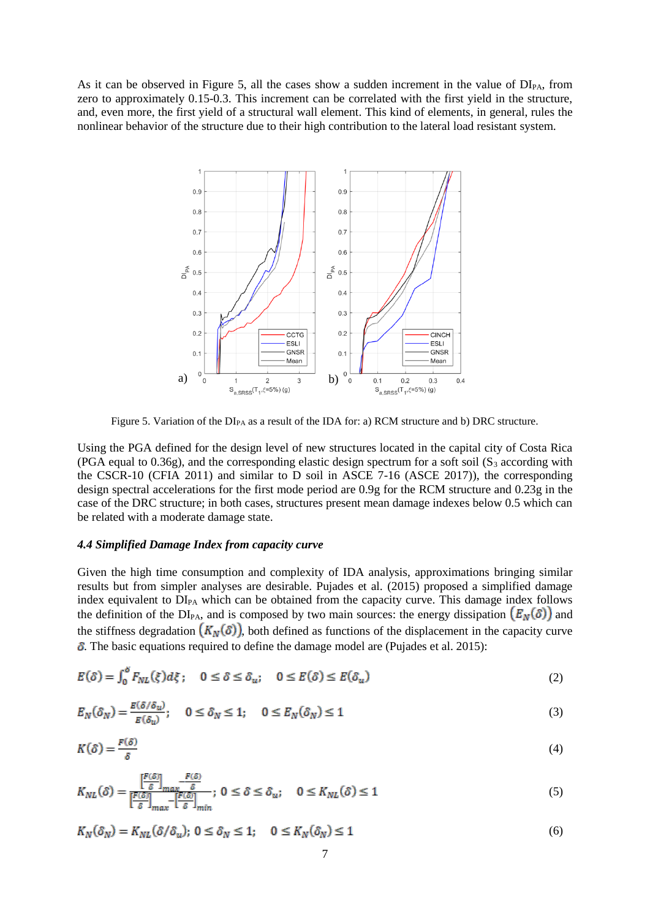As it can be observed in Figure 5, all the cases show a sudden increment in the value of $DI_{PA}$, from zero to approximately 0.15-0.3. This increment can be correlated with the first yield in the structure, and, even more, the first yield of a structural wall element. This kind of elements, in general, rules the nonlinear behavior of the structure due to their high contribution to the lateral load resistant system.

Figure 5. Variation of the $DI_{PA}$ as a result of the IDA for: a) RCM structure and b) DRC structure.

Using the PGA defined for the design level of new structures located in the capital city of Costa Rica (PGA equal to 0.36g), and the corresponding elastic design spectrum for a soft soil ($S_3$ according with the CSCR-10 (CFIA 2011) and similar to D soil in ASCE 7-16 (ASCE 2017)), the corresponding design spectral accelerations for the first mode period are 0.9g for the RCM structure and 0.23g in the case of the DRC structure; in both cases, structures present mean damage indexes below 0.5 which can be related with a moderate damage state.

### *4.4 Simplified Damage Index from capacity curve*

Given the high time consumption and complexity of IDA analysis, approximations bringing similar results but from simpler analyses are desirable. Pujades et al. (2015) proposed a simplified damage index equivalent to $DI_{PA}$ which can be obtained from the capacity curve. This damage index follows the definition of the $DI_{PA}$, and is composed by two main sources: the energy dissipation $(E_N(\delta))$ and the stiffness degradation $(K_N(\delta))$, both defined as functions of the displacement in the capacity curve $\delta$. The basic equations required to define the damage model are (Pujades et al. 2015):

$$E(\delta) = \int_0^{\delta} F_{NL}(\xi)d\xi; \quad 0 \le \delta \le \delta_u; \quad 0 \le E(\delta) \le E(\delta_u) \tag{2}$$

$$E_N(\delta_N) = \frac{E(\delta/\delta_u)}{E(\delta_u)}; \quad 0 \le \delta_N \le 1; \quad 0 \le E_N(\delta_N) \le 1 \tag{3}$$

$$K(\delta) = \frac{F(\delta)}{\delta} \tag{4}$$

$$K_{NL}(\delta) = \frac{\left[\frac{F(\delta)}{\delta}\right]_{max} - \frac{F(\delta)}{\delta}}{\left[\frac{F(\delta)}{\delta}\right]_{max} - \left[\frac{F(\delta)}{\delta}\right]_{min}}; \; 0 \le \delta \le \delta_u; \quad 0 \le K_{NL}(\delta) \le 1 \tag{5}$$

$$K_N(\delta_N) = K_{NL}(\delta/\delta_u); \; 0 \le \delta_N \le 1; \quad 0 \le K_N(\delta_N) \le 1 \tag{6}$$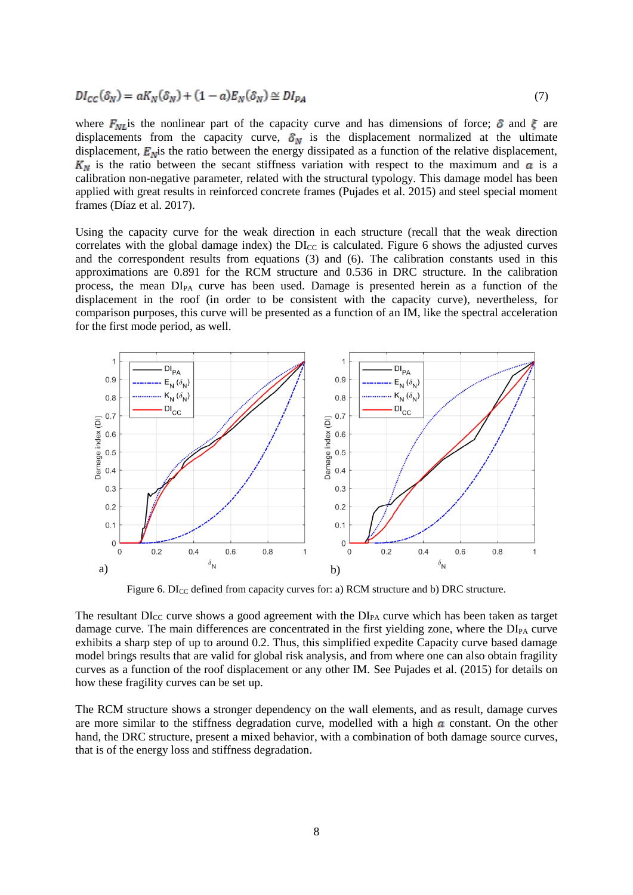$$DI_{CC}(\delta_N) = aK_N(\delta_N) + (1-a)E_N(\delta_N) \cong DI_{PA} \tag{7}$$

where $F_{NL}$ is the nonlinear part of the capacity curve and has dimensions of force; $\delta$ and $\xi$ are displacements from the capacity curve, $\delta_N$ is the displacement normalized at the ultimate displacement, $E_N$ is the ratio between the energy dissipated as a function of the relative displacement, $K_N$ is the ratio between the secant stiffness variation with respect to the maximum and $a$ is a calibration non-negative parameter, related with the structural typology. This damage model has been applied with great results in reinforced concrete frames (Pujades et al. 2015) and steel special moment frames (Díaz et al. 2017).

Using the capacity curve for the weak direction in each structure (recall that the weak direction correlates with the global damage index) the $DI_{CC}$ is calculated. Figure 6 shows the adjusted curves and the correspondent results from equations (3) and (6). The calibration constants used in this approximations are 0.891 for the RCM structure and 0.536 in DRC structure. In the calibration process, the mean $DI_{PA}$ curve has been used. Damage is presented herein as a function of the displacement in the roof (in order to be consistent with the capacity curve), nevertheless, for comparison purposes, this curve will be presented as a function of an IM, like the spectral acceleration for the first mode period, as well.

Figure 6. $DI_{CC}$ defined from capacity curves for: a) RCM structure and b) DRC structure.

The resultant $DI_{CC}$ curve shows a good agreement with the $DI_{PA}$ curve which has been taken as target damage curve. The main differences are concentrated in the first yielding zone, where the $DI_{PA}$ curve exhibits a sharp step of up to around 0.2. Thus, this simplified expedite Capacity curve based damage model brings results that are valid for global risk analysis, and from where one can also obtain fragility curves as a function of the roof displacement or any other IM. See Pujades et al. (2015) for details on how these fragility curves can be set up.

The RCM structure shows a stronger dependency on the wall elements, and as result, damage curves are more similar to the stiffness degradation curve, modelled with a high $a$ constant. On the other hand, the DRC structure, present a mixed behavior, with a combination of both damage source curves, that is of the energy loss and stiffness degradation.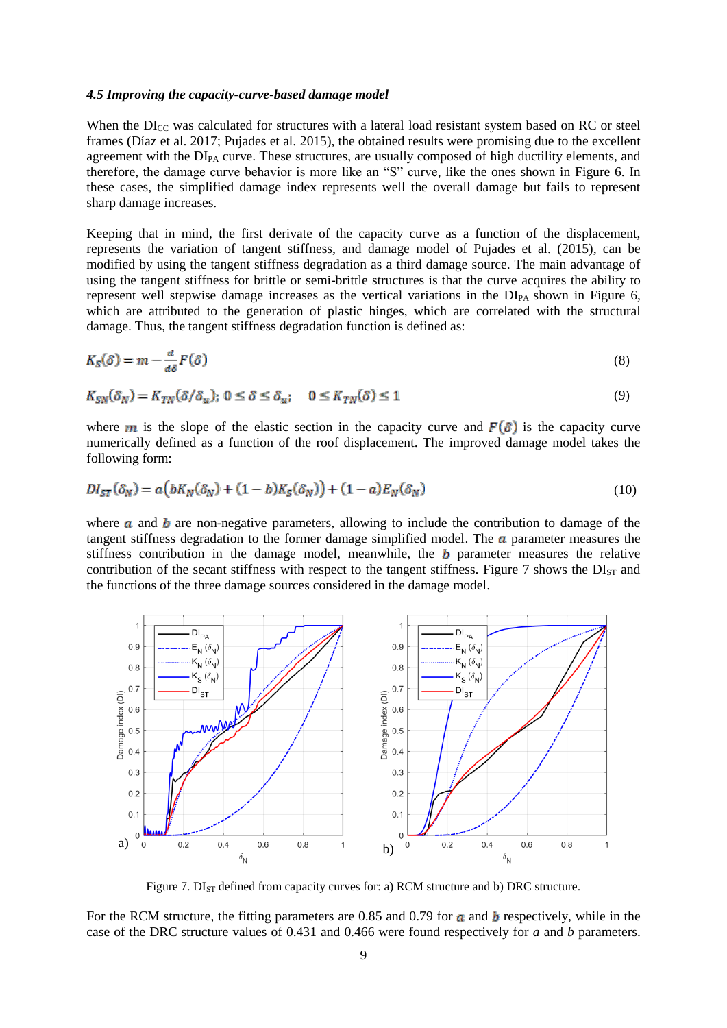### *4.5 Improving the capacity-curve-based damage model*

When the $DI_{CC}$ was calculated for structures with a lateral load resistant system based on RC or steel frames (Díaz et al. 2017; Pujades et al. 2015), the obtained results were promising due to the excellent agreement with the $DI_{PA}$ curve. These structures, are usually composed of high ductility elements, and therefore, the damage curve behavior is more like an “S” curve, like the ones shown in Figure 6. In these cases, the simplified damage index represents well the overall damage but fails to represent sharp damage increases.

Keeping that in mind, the first derivate of the capacity curve as a function of the displacement, represents the variation of tangent stiffness, and damage model of Pujades et al. (2015), can be modified by using the tangent stiffness degradation as a third damage source. The main advantage of using the tangent stiffness for brittle or semi-brittle structures is that the curve acquires the ability to represent well stepwise damage increases as the vertical variations in the $DI_{PA}$ shown in Figure 6, which are attributed to the generation of plastic hinges, which are correlated with the structural damage. Thus, the tangent stiffness degradation function is defined as:

$$K_S(\delta) = m - \frac{d}{d\delta}F(\delta) \tag{8}$$

$$K_{SN}(\delta_N) = K_{TN}(\delta/\delta_u);\ 0 \le \delta \le \delta_u; \quad 0 \le K_{TN}(\delta) \le 1 \tag{9}$$

where $m$ is the slope of the elastic section in the capacity curve and $F(\delta)$ is the capacity curve numerically defined as a function of the roof displacement. The improved damage model takes the following form:

$$DI_{ST}(\delta_N) = a\big(bK_N(\delta_N) + (1-b)K_S(\delta_N)\big) + (1-a)E_N(\delta_N) \tag{10}$$

where $a$ and $b$ are non-negative parameters, allowing to include the contribution to damage of the tangent stiffness degradation to the former damage simplified model. The $a$ parameter measures the stiffness contribution in the damage model, meanwhile, the $b$ parameter measures the relative contribution of the secant stiffness with respect to the tangent stiffness. Figure 7 shows the $DI_{ST}$ and the functions of the three damage sources considered in the damage model.

Figure 7. $DI_{ST}$ defined from capacity curves for: a) RCM structure and b) DRC structure.

For the RCM structure, the fitting parameters are 0.85 and 0.79 for $a$ and $b$ respectively, while in the case of the DRC structure values of 0.431 and 0.466 were found respectively for $a$ and $b$ parameters.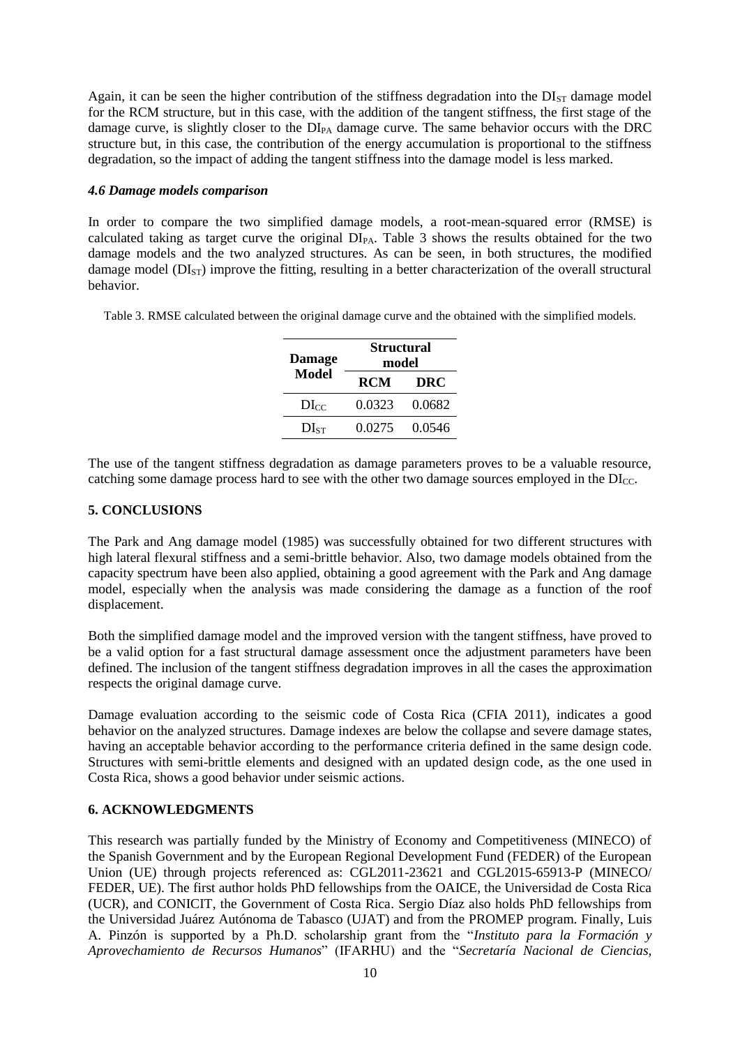Again, it can be seen the higher contribution of the stiffness degradation into the $DI_{ST}$ damage model for the RCM structure, but in this case, with the addition of the tangent stiffness, the first stage of the damage curve, is slightly closer to the $DI_{PA}$ damage curve. The same behavior occurs with the DRC structure but, in this case, the contribution of the energy accumulation is proportional to the stiffness degradation, so the impact of adding the tangent stiffness into the damage model is less marked.

### *4.6 Damage models comparison*

In order to compare the two simplified damage models, a root-mean-squared error (RMSE) is calculated taking as target curve the original $DI_{PA}$. Table 3 shows the results obtained for the two damage models and the two analyzed structures. As can be seen, in both structures, the modified damage model ($DI_{ST}$) improve the fitting, resulting in a better characterization of the overall structural behavior.

Table 3. RMSE calculated between the original damage curve and the obtained with the simplified models.

| Damage Model | Structural model | |
|---|---|---|
| | **RCM** | **DRC** |
| $DI_{CC}$ | 0.0323 | 0.0682 |
| $DI_{ST}$ | 0.0275 | 0.0546 |

The use of the tangent stiffness degradation as damage parameters proves to be a valuable resource, catching some damage process hard to see with the other two damage sources employed in the $DI_{CC}$.

## 5. CONCLUSIONS

The Park and Ang damage model (1985) was successfully obtained for two different structures with high lateral flexural stiffness and a semi-brittle behavior. Also, two damage models obtained from the capacity spectrum have been also applied, obtaining a good agreement with the Park and Ang damage model, especially when the analysis was made considering the damage as a function of the roof displacement.

Both the simplified damage model and the improved version with the tangent stiffness, have proved to be a valid option for a fast structural damage assessment once the adjustment parameters have been defined. The inclusion of the tangent stiffness degradation improves in all the cases the approximation respects the original damage curve.

Damage evaluation according to the seismic code of Costa Rica (CFIA 2011), indicates a good behavior on the analyzed structures. Damage indexes are below the collapse and severe damage states, having an acceptable behavior according to the performance criteria defined in the same design code. Structures with semi-brittle elements and designed with an updated design code, as the one used in Costa Rica, shows a good behavior under seismic actions.

## 6. ACKNOWLEDGMENTS

This research was partially funded by the Ministry of Economy and Competitiveness (MINECO) of the Spanish Government and by the European Regional Development Fund (FEDER) of the European Union (UE) through projects referenced as: CGL2011-23621 and CGL2015-65913-P (MINECO/ FEDER, UE). The first author holds PhD fellowships from the OAICE, the Universidad de Costa Rica (UCR), and CONICIT, the Government of Costa Rica. Sergio Díaz also holds PhD fellowships from the Universidad Juárez Autónoma de Tabasco (UJAT) and from the PROMEP program. Finally, Luis A. Pinzón is supported by a Ph.D. scholarship grant from the "*Instituto para la Formación y Aprovechamiento de Recursos Humanos*" (IFARHU) and the "*Secretaría Nacional de Ciencias,*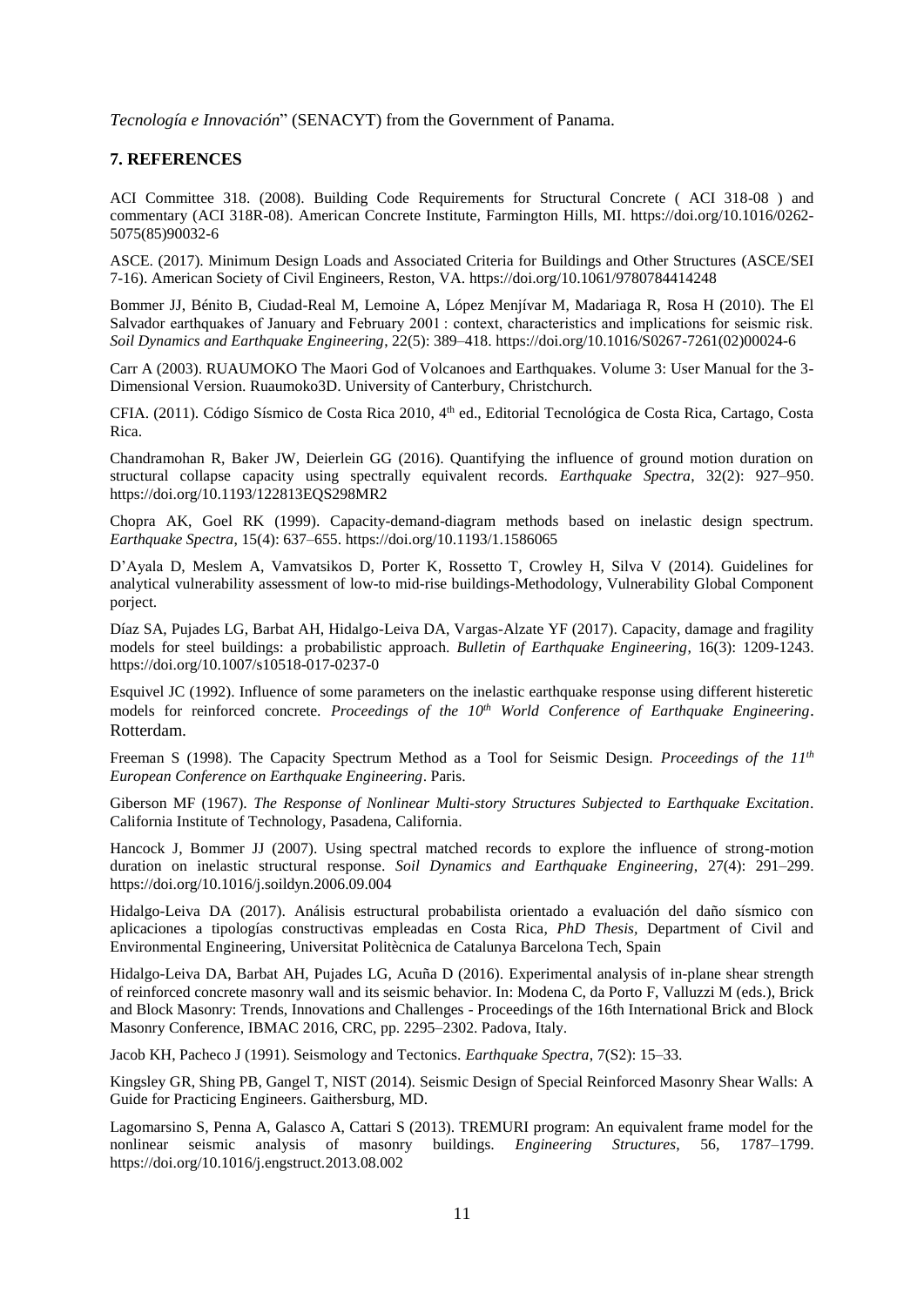*Tecnología e Innovación*" (SENACYT) from the Government of Panama.

## 7. REFERENCES

ACI Committee 318. (2008). Building Code Requirements for Structural Concrete ( ACI 318-08 ) and commentary (ACI 318R-08). American Concrete Institute, Farmington Hills, MI. https://doi.org/10.1016/0262-5075(85)90032-6

ASCE. (2017). Minimum Design Loads and Associated Criteria for Buildings and Other Structures (ASCE/SEI 7-16). American Society of Civil Engineers, Reston, VA. https://doi.org/10.1061/9780784414248

Bommer JJ, Bénito B, Ciudad-Real M, Lemoine A, López Menjívar M, Madariaga R, Rosa H (2010). The El Salvador earthquakes of January and February 2001 : context, characteristics and implications for seismic risk. *Soil Dynamics and Earthquake Engineering*, 22(5): 389–418. https://doi.org/10.1016/S0267-7261(02)00024-6

Carr A (2003). RUAUMOKO The Maori God of Volcanoes and Earthquakes. Volume 3: User Manual for the 3-Dimensional Version. Ruaumoko3D. University of Canterbury, Christchurch.

CFIA. (2011). Código Sísmico de Costa Rica 2010, 4th ed., Editorial Tecnológica de Costa Rica, Cartago, Costa Rica.

Chandramohan R, Baker JW, Deierlein GG (2016). Quantifying the influence of ground motion duration on structural collapse capacity using spectrally equivalent records. *Earthquake Spectra*, 32(2): 927–950. https://doi.org/10.1193/122813EQS298MR2

Chopra AK, Goel RK (1999). Capacity-demand-diagram methods based on inelastic design spectrum. *Earthquake Spectra*, 15(4): 637–655. https://doi.org/10.1193/1.1586065

D'Ayala D, Meslem A, Vamvatsikos D, Porter K, Rossetto T, Crowley H, Silva V (2014). Guidelines for analytical vulnerability assessment of low-to mid-rise buildings-Methodology, Vulnerability Global Component porject.

Díaz SA, Pujades LG, Barbat AH, Hidalgo-Leiva DA, Vargas-Alzate YF (2017). Capacity, damage and fragility models for steel buildings: a probabilistic approach. *Bulletin of Earthquake Engineering*, 16(3): 1209-1243. https://doi.org/10.1007/s10518-017-0237-0

Esquivel JC (1992). Influence of some parameters on the inelastic earthquake response using different histeretic models for reinforced concrete. *Proceedings of the 10th World Conference of Earthquake Engineering*. Rotterdam.

Freeman S (1998). The Capacity Spectrum Method as a Tool for Seismic Design. *Proceedings of the 11th European Conference on Earthquake Engineering*. Paris.

Giberson MF (1967). *The Response of Nonlinear Multi-story Structures Subjected to Earthquake Excitation*. California Institute of Technology, Pasadena, California.

Hancock J, Bommer JJ (2007). Using spectral matched records to explore the influence of strong-motion duration on inelastic structural response. *Soil Dynamics and Earthquake Engineering*, 27(4): 291–299. https://doi.org/10.1016/j.soildyn.2006.09.004

Hidalgo-Leiva DA (2017). Análisis estructural probabilista orientado a evaluación del daño sísmico con aplicaciones a tipologías constructivas empleadas en Costa Rica, *PhD Thesis*, Department of Civil and Environmental Engineering, Universitat Politècnica de Catalunya Barcelona Tech, Spain

Hidalgo-Leiva DA, Barbat AH, Pujades LG, Acuña D (2016). Experimental analysis of in-plane shear strength of reinforced concrete masonry wall and its seismic behavior. In: Modena C, da Porto F, Valluzzi M (eds.), Brick and Block Masonry: Trends, Innovations and Challenges - Proceedings of the 16th International Brick and Block Masonry Conference, IBMAC 2016, CRC, pp. 2295–2302. Padova, Italy.

Jacob KH, Pacheco J (1991). Seismology and Tectonics. *Earthquake Spectra*, 7(S2): 15–33.

Kingsley GR, Shing PB, Gangel T, NIST (2014). Seismic Design of Special Reinforced Masonry Shear Walls: A Guide for Practicing Engineers. Gaithersburg, MD.

Lagomarsino S, Penna A, Galasco A, Cattari S (2013). TREMURI program: An equivalent frame model for the nonlinear seismic analysis of masonry buildings. *Engineering Structures*, 56, 1787–1799. https://doi.org/10.1016/j.engstruct.2013.08.002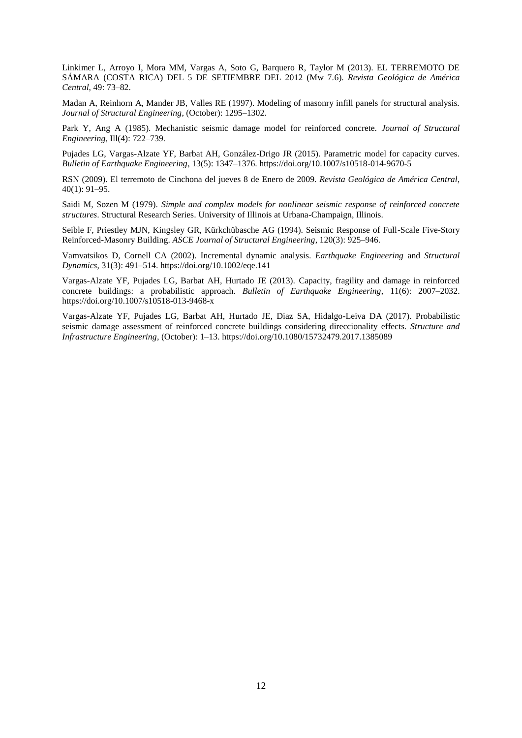Linkimer L, Arroyo I, Mora MM, Vargas A, Soto G, Barquero R, Taylor M (2013). EL TERREMOTO DE SÁMARA (COSTA RICA) DEL 5 DE SETIEMBRE DEL 2012 (Mw 7.6). *Revista Geológica de América Central*, 49: 73–82.

Madan A, Reinhorn A, Mander JB, Valles RE (1997). Modeling of masonry infill panels for structural analysis. *Journal of Structural Engineering*, (October): 1295–1302.

Park Y, Ang A (1985). Mechanistic seismic damage model for reinforced concrete. *Journal of Structural Engineering*, Ill(4): 722–739.

Pujades LG, Vargas-Alzate YF, Barbat AH, González-Drigo JR (2015). Parametric model for capacity curves. *Bulletin of Earthquake Engineering*, 13(5): 1347–1376. https://doi.org/10.1007/s10518-014-9670-5

RSN (2009). El terremoto de Cinchona del jueves 8 de Enero de 2009. *Revista Geológica de América Central*, 40(1): 91–95.

Saidi M, Sozen M (1979). *Simple and complex models for nonlinear seismic response of reinforced concrete structures*. Structural Research Series. University of Illinois at Urbana-Champaign, Illinois.

Seible F, Priestley MJN, Kingsley GR, Kürkchübasche AG (1994). Seismic Response of Full-Scale Five-Story Reinforced-Masonry Building. *ASCE Journal of Structural Engineering*, 120(3): 925–946.

Vamvatsikos D, Cornell CA (2002). Incremental dynamic analysis. *Earthquake Engineering* and *Structural Dynamics*, 31(3): 491–514. https://doi.org/10.1002/eqe.141

Vargas-Alzate YF, Pujades LG, Barbat AH, Hurtado JE (2013). Capacity, fragility and damage in reinforced concrete buildings: a probabilistic approach. *Bulletin of Earthquake Engineering*, 11(6): 2007–2032. https://doi.org/10.1007/s10518-013-9468-x

Vargas-Alzate YF, Pujades LG, Barbat AH, Hurtado JE, Diaz SA, Hidalgo-Leiva DA (2017). Probabilistic seismic damage assessment of reinforced concrete buildings considering direccionality effects. *Structure and Infrastructure Engineering*, (October): 1–13. https://doi.org/10.1080/15732479.2017.1385089